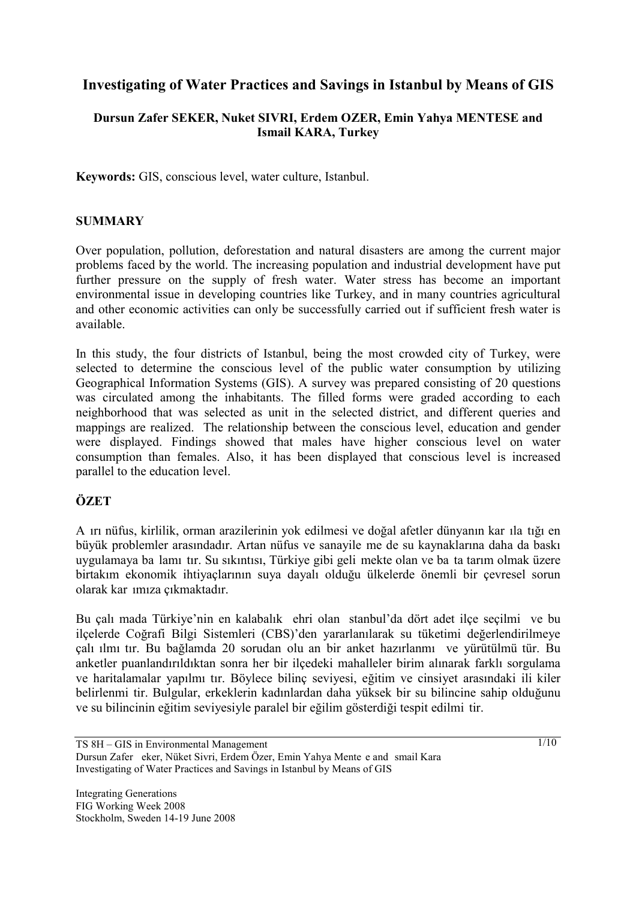# Investigating of Water Practices and Savings in Istanbul by Means of GIS

**Dursun Zafer SEKER, Nuket SIVRI, Erdem OZER, Emin Yahya MENTESE and Ismail KARA, Turkey**

**Keywords:** GIS, conscious level, water culture, Istanbul.

## SUMMARY

Over population, pollution, deforestation and natural disasters are among the current major problems faced by the world. The increasing population and industrial development have put further pressure on the supply of fresh water. Water stress has become an important environmental issue in developing countries like Turkey, and in many countries agricultural and other economic activities can only be successfully carried out if sufficient fresh water is available.

In this study, the four districts of Istanbul, being the most crowded city of Turkey, were selected to determine the conscious level of the public water consumption by utilizing Geographical Information Systems (GIS). A survey was prepared consisting of 20 questions was circulated among the inhabitants. The filled forms were graded according to each neighborhood that was selected as unit in the selected district, and different queries and mappings are realized. The relationship between the conscious level, education and gender were displayed. Findings showed that males have higher conscious level on water consumption than females. Also, it has been displayed that conscious level is increased parallel to the education level.

## ÖZET

A ırı nüfus, kirlilik, orman arazilerinin yok edilmesi ve doğal afetler dünyanın kar ıla tığı en büyük problemler arasındadır. Artan nüfus ve sanayile me de su kaynaklarına daha da baskı uygulamaya ba lamı tır. Su sıkıntısı, Türkiye gibi geli mekte olan ve ba ta tarım olmak üzere birtakım ekonomik ihtiyaçlarının suya dayalı olduğu ülkelerde önemli bir çevresel sorun olarak kar ımıza çıkmaktadır.

Bu çalı mada Türkiye'nin en kalabalık ehri olan stanbul'da dört adet ilçe seçilmi ve bu ilçelerde Coğrafi Bilgi Sistemleri (CBS)'den yararlanılarak su tüketimi değerlendirilmeye çalı ılmı tır. Bu bağlamda 20 sorudan olu an bir anket hazırlanmı ve yürütülmü tür. Bu anketler puanlandırıldıktan sonra her bir ilçedeki mahalleler birim alınarak farklı sorgulama ve haritalamalar yapılmı tır. Böylece bilinç seviyesi, eğitim ve cinsiyet arasındaki ili kiler belirlenmi tir. Bulgular, erkeklerin kadınlardan daha yüksek bir su bilincine sahip olduğunu ve su bilincinin eğitim seviyesiyle paralel bir eğilim gösterdiği tespit edilmi tir.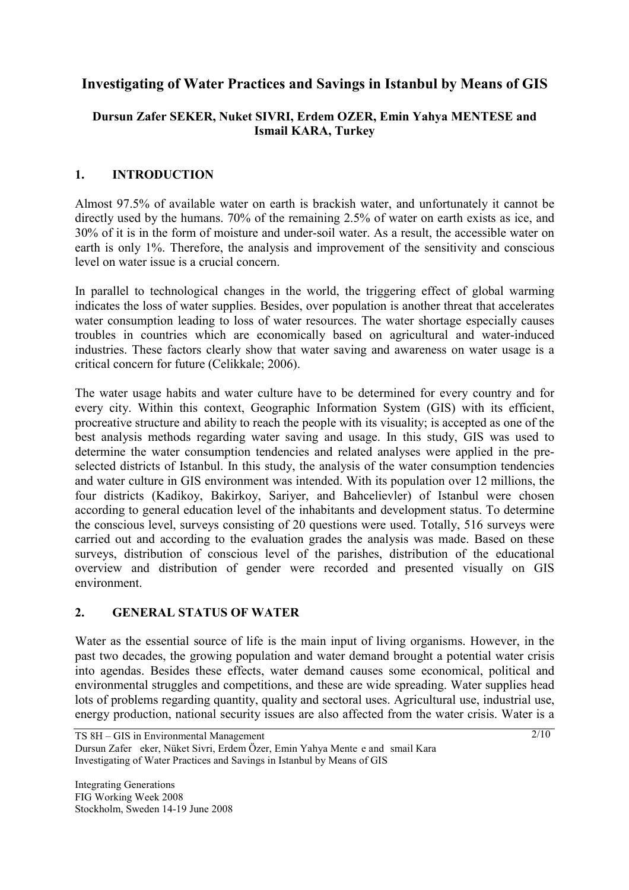# Investigating of Water Practices and Savings in Istanbul by Means of GIS

**Dursun Zafer SEKER, Nuket SIVRI, Erdem OZER, Emin Yahya MENTESE and Ismail KARA, Turkey**

## 1. INTRODUCTION

Almost 97.5% of available water on earth is brackish water, and unfortunately it cannot be directly used by the humans. 70% of the remaining 2.5% of water on earth exists as ice, and 30% of it is in the form of moisture and under-soil water. As a result, the accessible water on earth is only 1%. Therefore, the analysis and improvement of the sensitivity and conscious level on water issue is a crucial concern.

In parallel to technological changes in the world, the triggering effect of global warming indicates the loss of water supplies. Besides, over population is another threat that accelerates water consumption leading to loss of water resources. The water shortage especially causes troubles in countries which are economically based on agricultural and water-induced industries. These factors clearly show that water saving and awareness on water usage is a critical concern for future (Celikkale; 2006).

The water usage habits and water culture have to be determined for every country and for every city. Within this context, Geographic Information System (GIS) with its efficient, procreative structure and ability to reach the people with its visuality; is accepted as one of the best analysis methods regarding water saving and usage. In this study, GIS was used to determine the water consumption tendencies and related analyses were applied in the pre-selected districts of Istanbul. In this study, the analysis of the water consumption tendencies and water culture in GIS environment was intended. With its population over 12 millions, the four districts (Kadikoy, Bakirkoy, Sariyer, and Bahcelievler) of Istanbul were chosen according to general education level of the inhabitants and development status. To determine the conscious level, surveys consisting of 20 questions were used. Totally, 516 surveys were carried out and according to the evaluation grades the analysis was made. Based on these surveys, distribution of conscious level of the parishes, distribution of the educational overview and distribution of gender were recorded and presented visually on GIS environment.

## 2. GENERAL STATUS OF WATER

Water as the essential source of life is the main input of living organisms. However, in the past two decades, the growing population and water demand brought a potential water crisis into agendas. Besides these effects, water demand causes some economical, political and environmental struggles and competitions, and these are wide spreading. Water supplies head lots of problems regarding quantity, quality and sectoral uses. Agricultural use, industrial use, energy production, national security issues are also affected from the water crisis. Water is a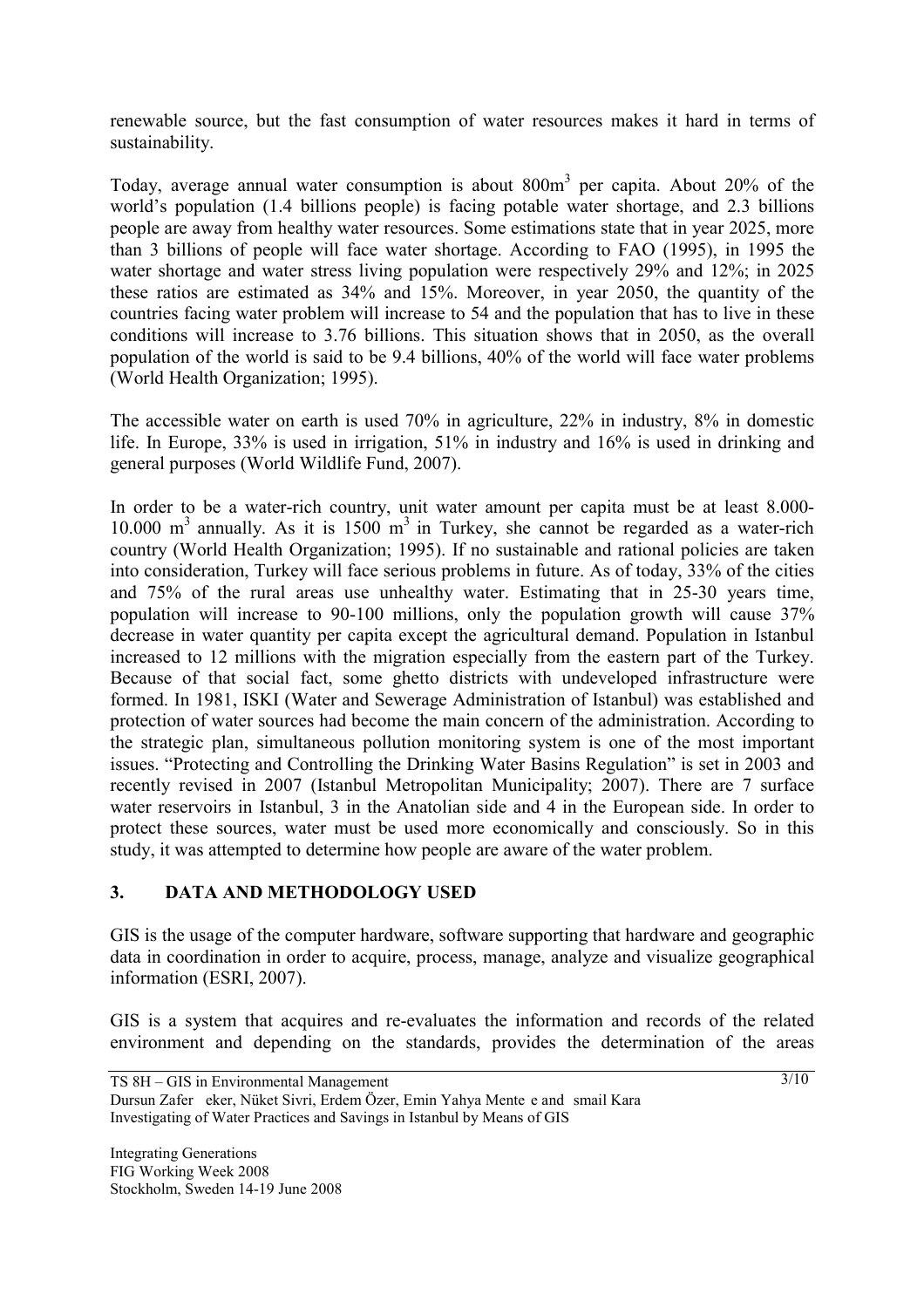renewable source, but the fast consumption of water resources makes it hard in terms of sustainability.

Today, average annual water consumption is about 800m$^3$ per capita. About 20% of the world's population (1.4 billions people) is facing potable water shortage, and 2.3 billions people are away from healthy water resources. Some estimations state that in year 2025, more than 3 billions of people will face water shortage. According to FAO (1995), in 1995 the water shortage and water stress living population were respectively 29% and 12%; in 2025 these ratios are estimated as 34% and 15%. Moreover, in year 2050, the quantity of the countries facing water problem will increase to 54 and the population that has to live in these conditions will increase to 3.76 billions. This situation shows that in 2050, as the overall population of the world is said to be 9.4 billions, 40% of the world will face water problems (World Health Organization; 1995).

The accessible water on earth is used 70% in agriculture, 22% in industry, 8% in domestic life. In Europe, 33% is used in irrigation, 51% in industry and 16% is used in drinking and general purposes (World Wildlife Fund, 2007).

In order to be a water-rich country, unit water amount per capita must be at least 8.000-10.000 m$^3$ annually. As it is 1500 m$^3$ in Turkey, she cannot be regarded as a water-rich country (World Health Organization; 1995). If no sustainable and rational policies are taken into consideration, Turkey will face serious problems in future. As of today, 33% of the cities and 75% of the rural areas use unhealthy water. Estimating that in 25-30 years time, population will increase to 90-100 millions, only the population growth will cause 37% decrease in water quantity per capita except the agricultural demand. Population in Istanbul increased to 12 millions with the migration especially from the eastern part of the Turkey. Because of that social fact, some ghetto districts with undeveloped infrastructure were formed. In 1981, ISKI (Water and Sewerage Administration of Istanbul) was established and protection of water sources had become the main concern of the administration. According to the strategic plan, simultaneous pollution monitoring system is one of the most important issues. "Protecting and Controlling the Drinking Water Basins Regulation" is set in 2003 and recently revised in 2007 (Istanbul Metropolitan Municipality; 2007). There are 7 surface water reservoirs in Istanbul, 3 in the Anatolian side and 4 in the European side. In order to protect these sources, water must be used more economically and consciously. So in this study, it was attempted to determine how people are aware of the water problem.

## 3. DATA AND METHODOLOGY USED

GIS is the usage of the computer hardware, software supporting that hardware and geographic data in coordination in order to acquire, process, manage, analyze and visualize geographical information (ESRI, 2007).

GIS is a system that acquires and re-evaluates the information and records of the related environment and depending on the standards, provides the determination of the areas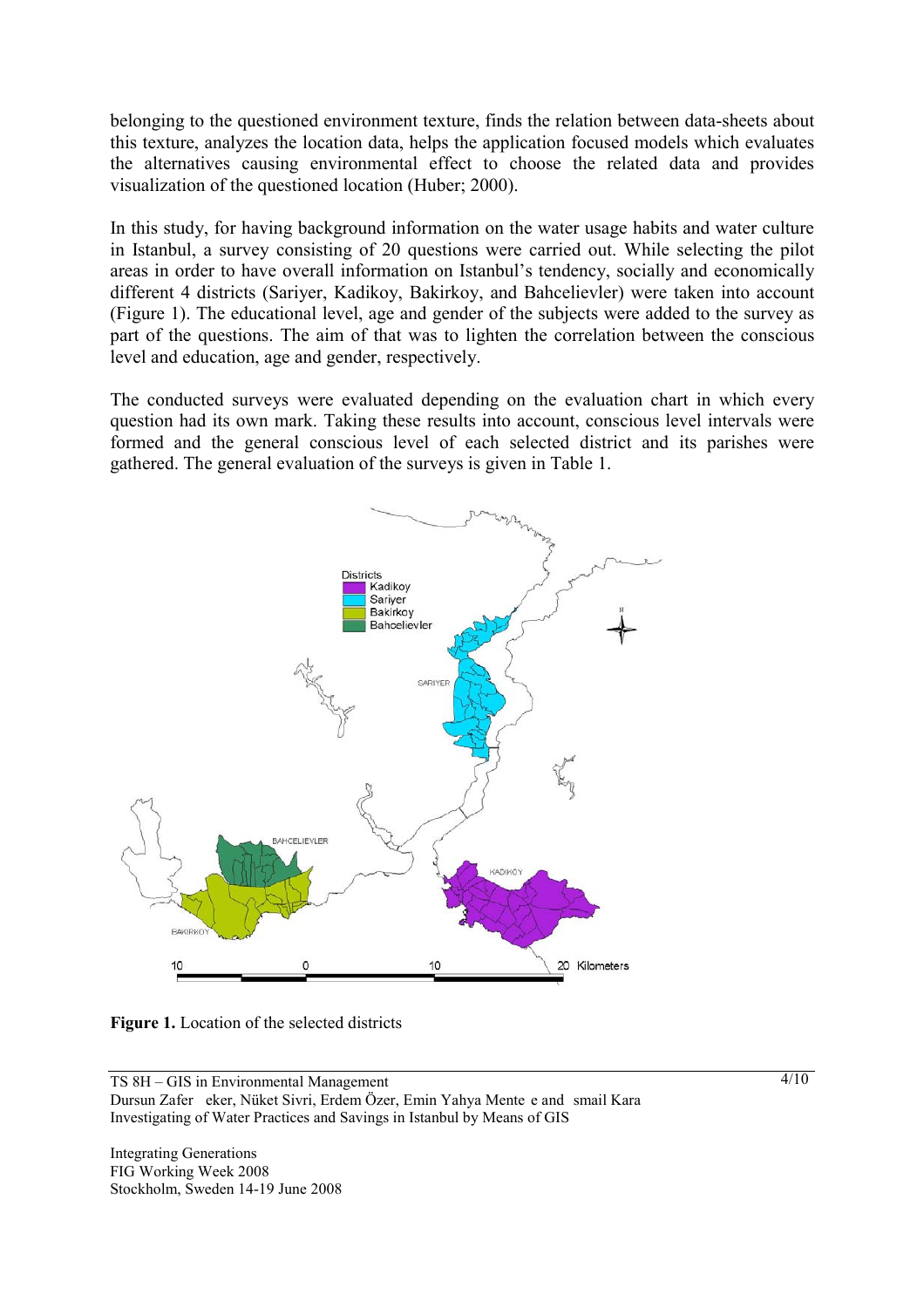belonging to the questioned environment texture, finds the relation between data-sheets about this texture, analyzes the location data, helps the application focused models which evaluates the alternatives causing environmental effect to choose the related data and provides visualization of the questioned location (Huber; 2000).

In this study, for having background information on the water usage habits and water culture in Istanbul, a survey consisting of 20 questions were carried out. While selecting the pilot areas in order to have overall information on Istanbul's tendency, socially and economically different 4 districts (Sariyer, Kadikoy, Bakirkoy, and Bahcelievler) were taken into account (Figure 1). The educational level, age and gender of the subjects were added to the survey as part of the questions. The aim of that was to lighten the correlation between the conscious level and education, age and gender, respectively.

The conducted surveys were evaluated depending on the evaluation chart in which every question had its own mark. Taking these results into account, conscious level intervals were formed and the general conscious level of each selected district and its parishes were gathered. The general evaluation of the surveys is given in Table 1.

**Figure 1.** Location of the selected districts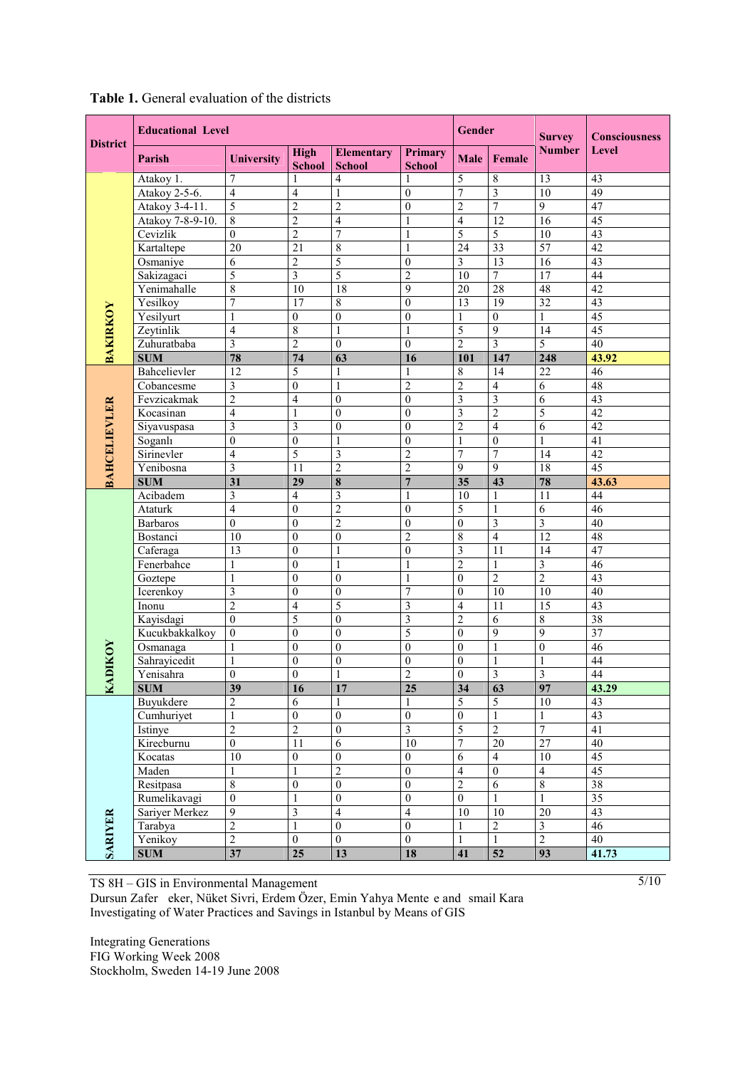**Table 1.** General evaluation of the districts

| District | Educational Level | | | | | Gender | | Survey Number | Consciousness Level |
|---|---|---|---|---|---|---|---|---|---|
| | Parish | University | High School | Elementary School | Primary School | Male | Female | | |
| BAKIRKOY | Atakoy 1. | 7 | 1 | 4 | 1 | 5 | 8 | 13 | 43 |
| | Atakoy 2-5-6. | 4 | 4 | 1 | 0 | 7 | 3 | 10 | 49 |
| | Atakoy 3-4-11. | 5 | 2 | 2 | 0 | 2 | 7 | 9 | 47 |
| | Atakoy 7-8-9-10. | 8 | 2 | 4 | 1 | 4 | 12 | 16 | 45 |
| | Cevizlik | 0 | 2 | 7 | 1 | 5 | 5 | 10 | 43 |
| | Kartaltepe | 20 | 21 | 8 | 1 | 24 | 33 | 57 | 42 |
| | Osmaniye | 6 | 2 | 5 | 0 | 3 | 13 | 16 | 43 |
| | Sakizagaci | 5 | 3 | 5 | 2 | 10 | 7 | 17 | 44 |
| | Yenimahalle | 8 | 10 | 18 | 9 | 20 | 28 | 48 | 42 |
| | Yesilkoy | 7 | 17 | 8 | 0 | 13 | 19 | 32 | 43 |
| | Yesilyurt | 1 | 0 | 0 | 0 | 1 | 0 | 1 | 45 |
| | Zeytinlik | 4 | 8 | 1 | 1 | 5 | 9 | 14 | 45 |
| | Zuhuratbaba | 3 | 2 | 0 | 0 | 2 | 3 | 5 | 40 |
| | **SUM** | **78** | **74** | **63** | **16** | **101** | **147** | **248** | **43.92** |
| BAHCELIEVLER | Bahcelievler | 12 | 5 | 1 | 1 | 8 | 14 | 22 | 46 |
| | Cobancesme | 3 | 0 | 1 | 2 | 2 | 4 | 6 | 48 |
| | Fevzicakmak | 2 | 4 | 0 | 0 | 3 | 3 | 6 | 43 |
| | Kocasinan | 4 | 1 | 0 | 0 | 3 | 2 | 5 | 42 |
| | Siyavuspasa | 3 | 3 | 0 | 0 | 2 | 4 | 6 | 42 |
| | Soganlı | 0 | 0 | 1 | 0 | 1 | 0 | 1 | 41 |
| | Sirinevler | 4 | 5 | 3 | 2 | 7 | 7 | 14 | 42 |
| | Yenibosna | 3 | 11 | 2 | 2 | 9 | 9 | 18 | 45 |
| | **SUM** | **31** | **29** | **8** | **7** | **35** | **43** | **78** | **43.63** |
| KADIKOY | Acibadem | 3 | 4 | 3 | 1 | 10 | 1 | 11 | 44 |
| | Ataturk | 4 | 0 | 2 | 0 | 5 | 1 | 6 | 46 |
| | Barbaros | 0 | 0 | 2 | 0 | 0 | 3 | 3 | 40 |
| | Bostanci | 10 | 0 | 0 | 2 | 8 | 4 | 12 | 48 |
| | Caferaga | 13 | 0 | 1 | 0 | 3 | 11 | 14 | 47 |
| | Fenerbahce | 1 | 0 | 1 | 1 | 2 | 1 | 3 | 46 |
| | Goztepe | 1 | 0 | 0 | 1 | 0 | 2 | 2 | 43 |
| | Icerenkoy | 3 | 0 | 0 | 7 | 0 | 10 | 10 | 40 |
| | Inonu | 2 | 4 | 5 | 3 | 4 | 11 | 15 | 43 |
| | Kayisdagi | 0 | 5 | 0 | 3 | 2 | 6 | 8 | 38 |
| | Kucukbakkalkoy | 0 | 0 | 0 | 5 | 0 | 9 | 9 | 37 |
| | Osmanaga | 1 | 0 | 0 | 0 | 0 | 1 | 0 | 46 |
| | Sahrayicedit | 1 | 0 | 0 | 0 | 0 | 1 | 1 | 44 |
| | Yenisahra | 0 | 0 | 1 | 2 | 0 | 3 | 3 | 44 |
| | **SUM** | **39** | **16** | **17** | **25** | **34** | **63** | **97** | **43.29** |
| SARIYER | Buyukdere | 2 | 6 | 1 | 1 | 5 | 5 | 10 | 43 |
| | Cumhuriyet | 1 | 0 | 0 | 0 | 0 | 1 | 1 | 43 |
| | Istinye | 2 | 2 | 0 | 3 | 5 | 2 | 7 | 41 |
| | Kirecburnu | 0 | 11 | 6 | 10 | 7 | 20 | 27 | 40 |
| | Kocatas | 10 | 0 | 0 | 0 | 6 | 4 | 10 | 45 |
| | Maden | 1 | 1 | 2 | 0 | 4 | 0 | 4 | 45 |
| | Resitpasa | 8 | 0 | 0 | 0 | 2 | 6 | 8 | 38 |
| | Rumelikavagi | 0 | 1 | 0 | 0 | 0 | 1 | 1 | 35 |
| | Sariyer Merkez | 9 | 3 | 4 | 4 | 10 | 10 | 20 | 43 |
| | Tarabya | 2 | 1 | 0 | 0 | 1 | 2 | 3 | 46 |
| | Yenikoy | 2 | 0 | 0 | 0 | 1 | 1 | 2 | 40 |
| | **SUM** | **37** | **25** | **13** | **18** | **41** | **52** | **93** | **41.73** |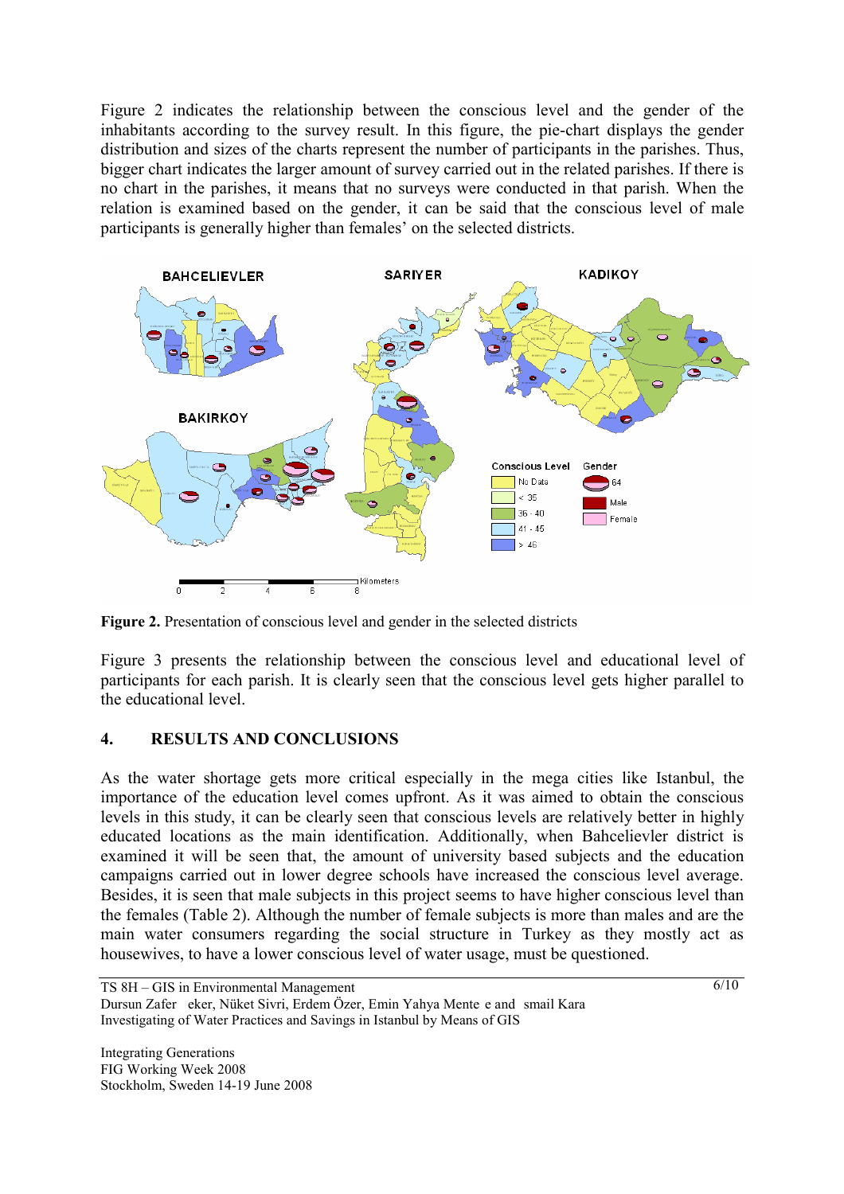Figure 2 indicates the relationship between the conscious level and the gender of the inhabitants according to the survey result. In this figure, the pie-chart displays the gender distribution and sizes of the charts represent the number of participants in the parishes. Thus, bigger chart indicates the larger amount of survey carried out in the related parishes. If there is no chart in the parishes, it means that no surveys were conducted in that parish. When the relation is examined based on the gender, it can be said that the conscious level of male participants is generally higher than females' on the selected districts.

**Figure 2.** Presentation of conscious level and gender in the selected districts

Figure 3 presents the relationship between the conscious level and educational level of participants for each parish. It is clearly seen that the conscious level gets higher parallel to the educational level.

## 4. RESULTS AND CONCLUSIONS

As the water shortage gets more critical especially in the mega cities like Istanbul, the importance of the education level comes upfront. As it was aimed to obtain the conscious levels in this study, it can be clearly seen that conscious levels are relatively better in highly educated locations as the main identification. Additionally, when Bahcelievler district is examined it will be seen that, the amount of university based subjects and the education campaigns carried out in lower degree schools have increased the conscious level average. Besides, it is seen that male subjects in this project seems to have higher conscious level than the females (Table 2). Although the number of female subjects is more than males and are the main water consumers regarding the social structure in Turkey as they mostly act as housewives, to have a lower conscious level of water usage, must be questioned.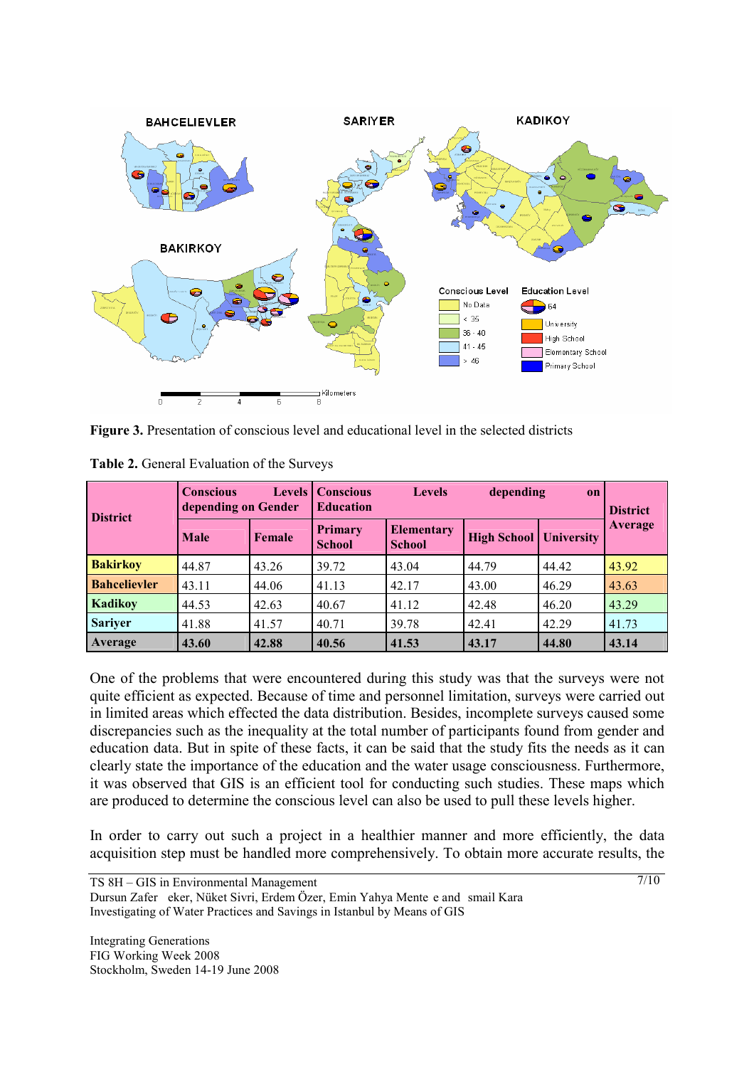**Figure 3.** Presentation of conscious level and educational level in the selected districts

**Table 2.** General Evaluation of the Surveys

| District | Conscious Levels depending on Gender | | Conscious Levels depending on Education | | | | District Average |
|---|---|---|---|---|---|---|---|
| | Male | Female | Primary School | Elementary School | High School | University | |
| **Bakirkoy** | 44.87 | 43.26 | 39.72 | 43.04 | 44.79 | 44.42 | 43.92 |
| **Bahcelievler** | 43.11 | 44.06 | 41.13 | 42.17 | 43.00 | 46.29 | 43.63 |
| **Kadikoy** | 44.53 | 42.63 | 40.67 | 41.12 | 42.48 | 46.20 | 43.29 |
| **Sariyer** | 41.88 | 41.57 | 40.71 | 39.78 | 42.41 | 42.29 | 41.73 |
| **Average** | **43.60** | **42.88** | **40.56** | **41.53** | **43.17** | **44.80** | **43.14** |

One of the problems that were encountered during this study was that the surveys were not quite efficient as expected. Because of time and personnel limitation, surveys were carried out in limited areas which effected the data distribution. Besides, incomplete surveys caused some discrepancies such as the inequality at the total number of participants found from gender and education data. But in spite of these facts, it can be said that the study fits the needs as it can clearly state the importance of the education and the water usage consciousness. Furthermore, it was observed that GIS is an efficient tool for conducting such studies. These maps which are produced to determine the conscious level can also be used to pull these levels higher.

In order to carry out such a project in a healthier manner and more efficiently, the data acquisition step must be handled more comprehensively. To obtain more accurate results, the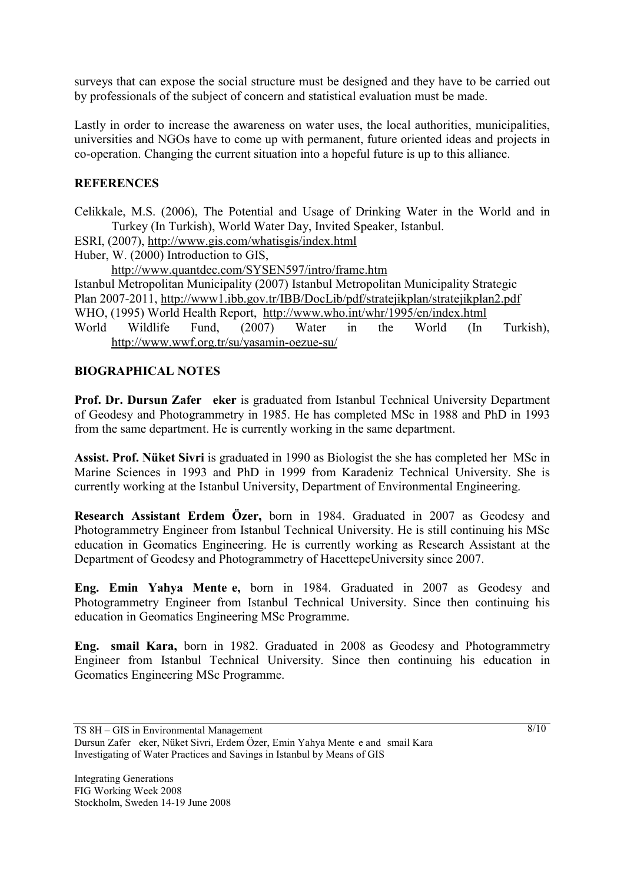surveys that can expose the social structure must be designed and they have to be carried out by professionals of the subject of concern and statistical evaluation must be made.

Lastly in order to increase the awareness on water uses, the local authorities, municipalities, universities and NGOs have to come up with permanent, future oriented ideas and projects in co-operation. Changing the current situation into a hopeful future is up to this alliance.

## REFERENCES

Celikkale, M.S. (2006), The Potential and Usage of Drinking Water in the World and in Turkey (In Turkish), World Water Day, Invited Speaker, Istanbul.

ESRI, (2007), http://www.gis.com/whatisgis/index.html

Huber, W. (2000) Introduction to GIS, http://www.quantdec.com/SYSEN597/intro/frame.htm

Istanbul Metropolitan Municipality (2007) Istanbul Metropolitan Municipality Strategic Plan 2007-2011, http://www1.ibb.gov.tr/IBB/DocLib/pdf/stratejikplan/stratejikplan2.pdf

WHO, (1995) World Health Report, http://www.who.int/whr/1995/en/index.html

World Wildlife Fund, (2007) Water in the World (In Turkish), http://www.wwf.org.tr/su/yasamin-oezue-su/

## BIOGRAPHICAL NOTES

**Prof. Dr. Dursun Zafer eker** is graduated from Istanbul Technical University Department of Geodesy and Photogrammetry in 1985. He has completed MSc in 1988 and PhD in 1993 from the same department. He is currently working in the same department.

**Assist. Prof. Nüket Sivri** is graduated in 1990 as Biologist the she has completed her MSc in Marine Sciences in 1993 and PhD in 1999 from Karadeniz Technical University. She is currently working at the Istanbul University, Department of Environmental Engineering.

**Research Assistant Erdem Özer,** born in 1984. Graduated in 2007 as Geodesy and Photogrammetry Engineer from Istanbul Technical University. He is still continuing his MSc education in Geomatics Engineering. He is currently working as Research Assistant at the Department of Geodesy and Photogrammetry of HacettepeUniversity since 2007.

**Eng. Emin Yahya Mente e,** born in 1984. Graduated in 2007 as Geodesy and Photogrammetry Engineer from Istanbul Technical University. Since then continuing his education in Geomatics Engineering MSc Programme.

**Eng. smail Kara,** born in 1982. Graduated in 2008 as Geodesy and Photogrammetry Engineer from Istanbul Technical University. Since then continuing his education in Geomatics Engineering MSc Programme.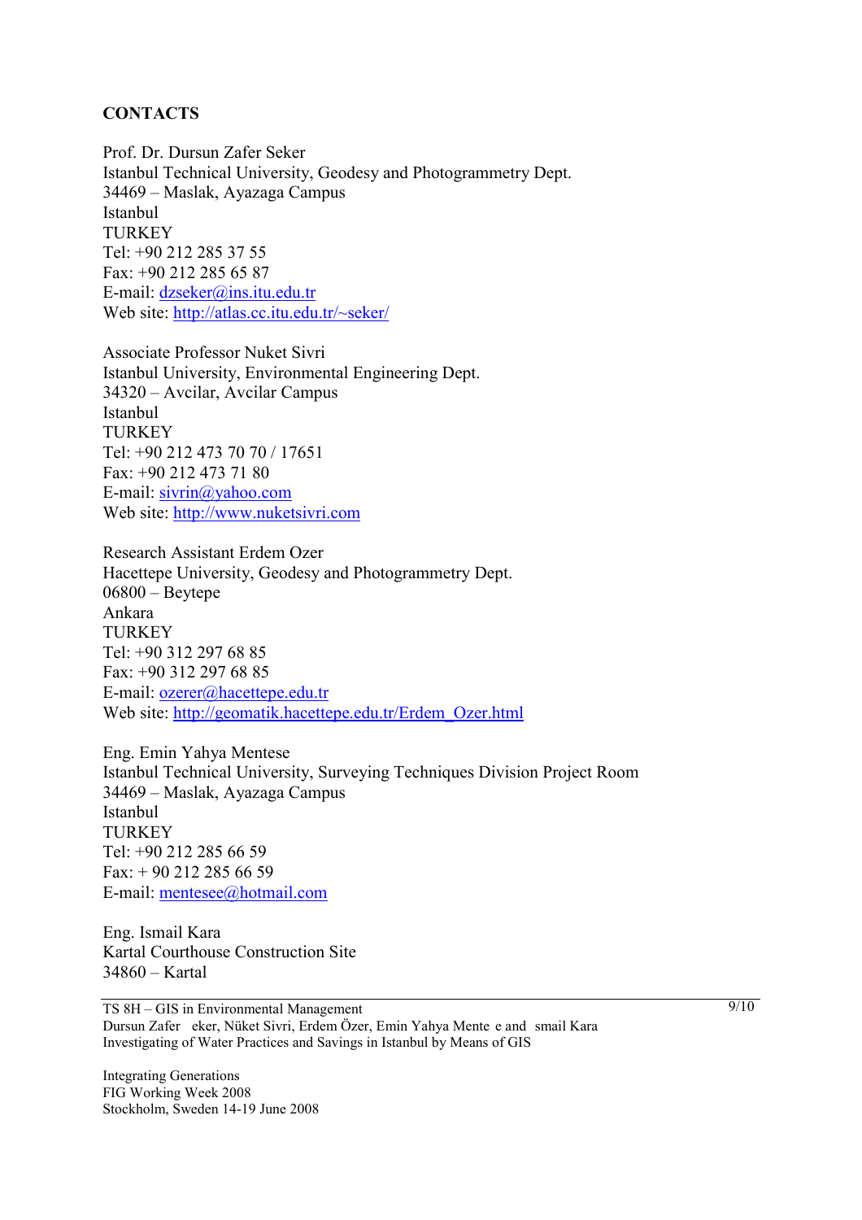**CONTACTS**

Prof. Dr. Dursun Zafer Seker
Istanbul Technical University, Geodesy and Photogrammetry Dept.
34469 – Maslak, Ayazaga Campus
Istanbul
TURKEY
Tel: +90 212 285 37 55
Fax: +90 212 285 65 87
E-mail: dzseker@ins.itu.edu.tr
Web site: http://atlas.cc.itu.edu.tr/~seker/

Associate Professor Nuket Sivri
Istanbul University, Environmental Engineering Dept.
34320 – Avcilar, Avcilar Campus
Istanbul
TURKEY
Tel: +90 212 473 70 70 / 17651
Fax: +90 212 473 71 80
E-mail: sivrin@yahoo.com
Web site: http://www.nuketsivri.com

Research Assistant Erdem Ozer
Hacettepe University, Geodesy and Photogrammetry Dept.
06800 – Beytepe
Ankara
TURKEY
Tel: +90 312 297 68 85
Fax: +90 312 297 68 85
E-mail: ozerer@hacettepe.edu.tr
Web site: http://geomatik.hacettepe.edu.tr/Erdem_Ozer.html

Eng. Emin Yahya Mentese
Istanbul Technical University, Surveying Techniques Division Project Room
34469 – Maslak, Ayazaga Campus
Istanbul
TURKEY
Tel: +90 212 285 66 59
Fax: + 90 212 285 66 59
E-mail: mentesee@hotmail.com

Eng. Ismail Kara
Kartal Courthouse Construction Site
34860 – Kartal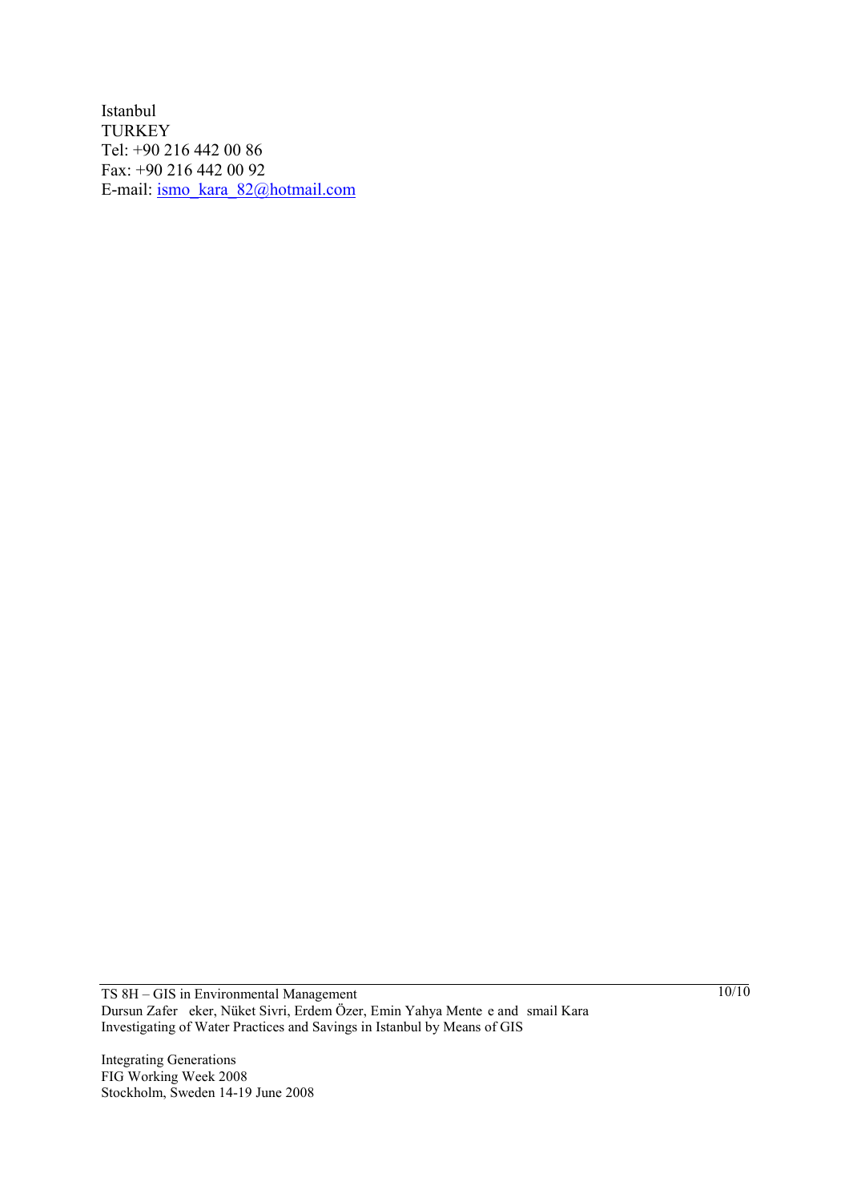Istanbul
TURKEY
Tel: +90 216 442 00 86
Fax: +90 216 442 00 92
E-mail: ismo_kara_82@hotmail.com